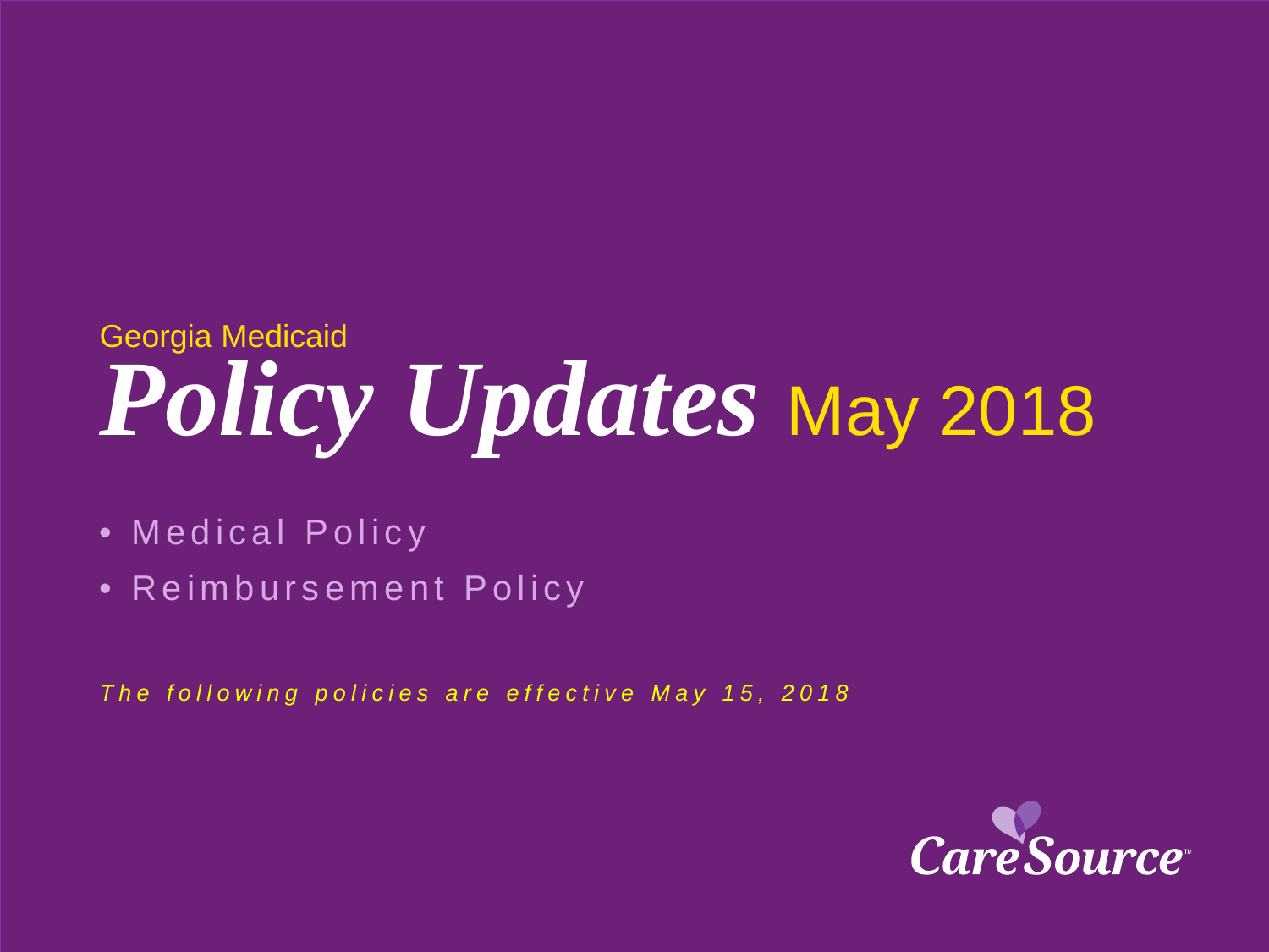Georgia Medicaid

# *Policy Updates* May 2018

- Medical Policy
- Reimbursement Policy

*The following policies are effective May 15, 2018*

CareSource™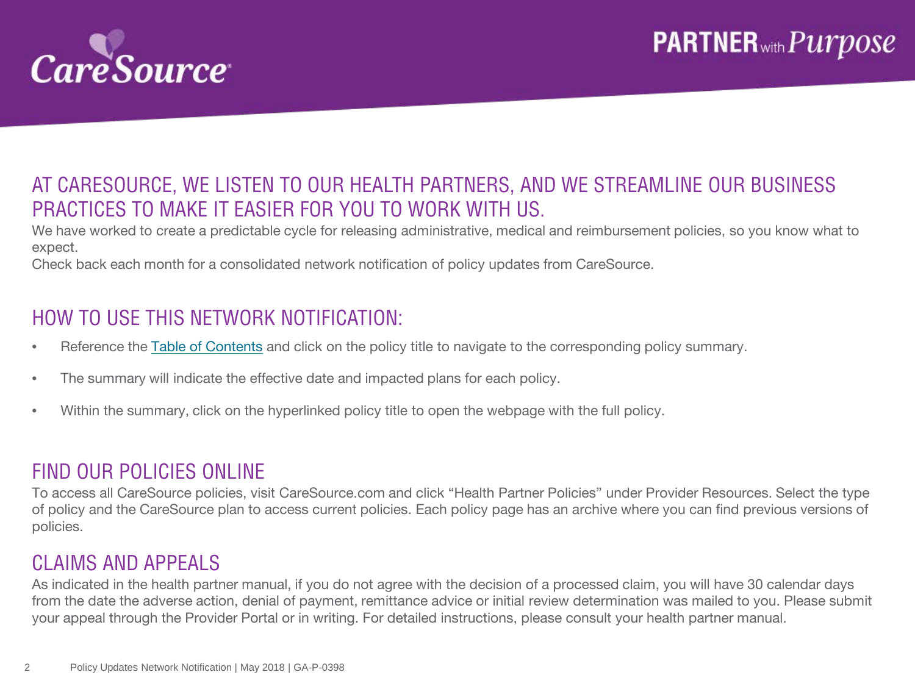## AT CARESOURCE, WE LISTEN TO OUR HEALTH PARTNERS, AND WE STREAMLINE OUR BUSINESS PRACTICES TO MAKE IT EASIER FOR YOU TO WORK WITH US.

We have worked to create a predictable cycle for releasing administrative, medical and reimbursement policies, so you know what to expect.

Check back each month for a consolidated network notification of policy updates from CareSource.

## HOW TO USE THIS NETWORK NOTIFICATION:

- Reference the Table of Contents and click on the policy title to navigate to the corresponding policy summary.
- The summary will indicate the effective date and impacted plans for each policy.
- Within the summary, click on the hyperlinked policy title to open the webpage with the full policy.

## FIND OUR POLICIES ONLINE

To access all CareSource policies, visit CareSource.com and click "Health Partner Policies" under Provider Resources. Select the type of policy and the CareSource plan to access current policies. Each policy page has an archive where you can find previous versions of policies.

## CLAIMS AND APPEALS

As indicated in the health partner manual, if you do not agree with the decision of a processed claim, you will have 30 calendar days from the date the adverse action, denial of payment, remittance advice or initial review determination was mailed to you. Please submit your appeal through the Provider Portal or in writing. For detailed instructions, please consult your health partner manual.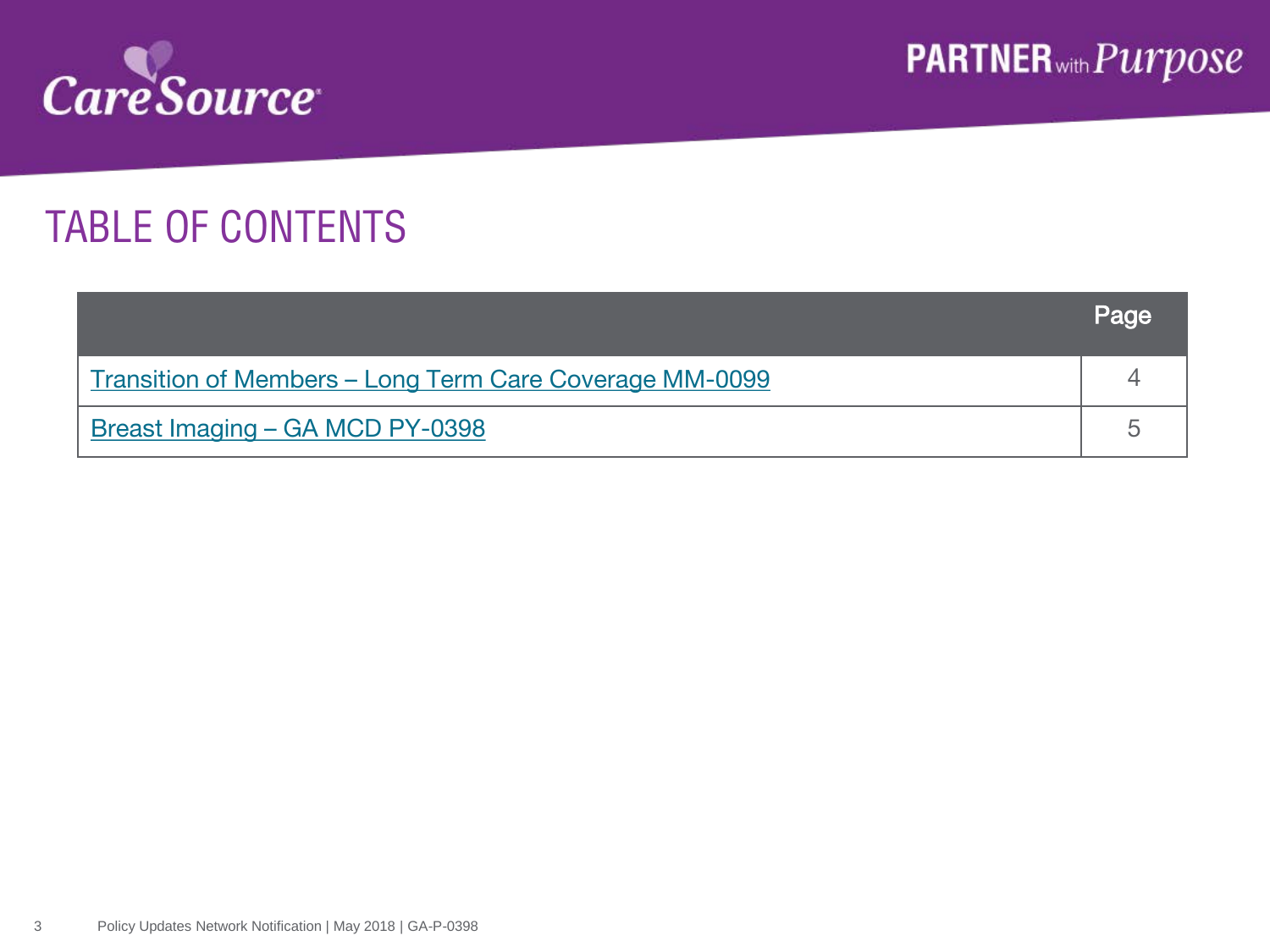# TABLE OF CONTENTS

| | Page |
|---|---|
| Transition of Members – Long Term Care Coverage MM-0099 | 4 |
| Breast Imaging – GA MCD PY-0398 | 5 |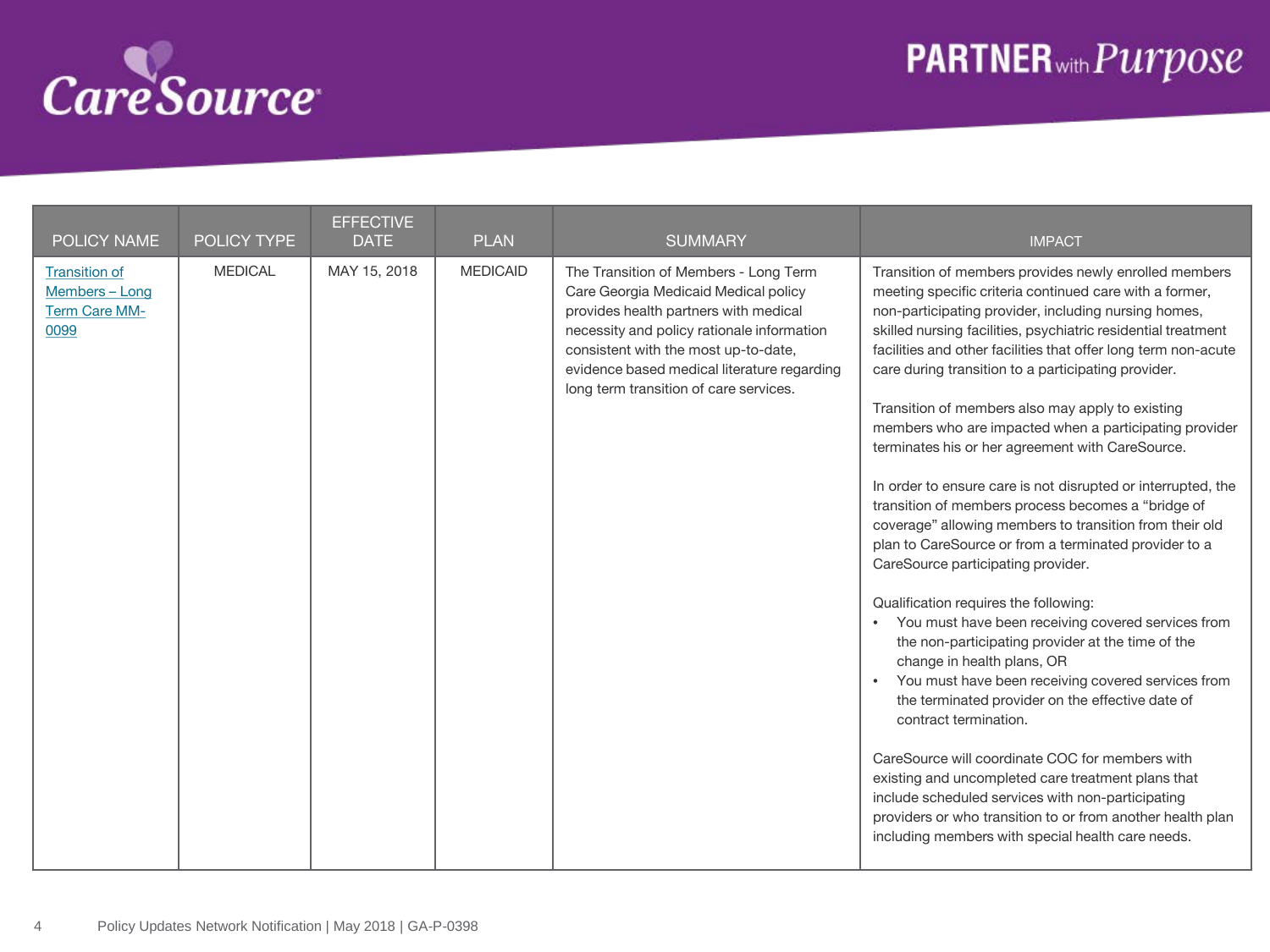| POLICY NAME | POLICY TYPE | EFFECTIVE DATE | PLAN | SUMMARY | IMPACT |
|---|---|---|---|---|---|
| Transition of Members – Long Term Care MM-0099 | MEDICAL | MAY 15, 2018 | MEDICAID | The Transition of Members - Long Term Care Georgia Medicaid Medical policy provides health partners with medical necessity and policy rationale information consistent with the most up-to-date, evidence based medical literature regarding long term transition of care services. | Transition of members provides newly enrolled members meeting specific criteria continued care with a former, non-participating provider, including nursing homes, skilled nursing facilities, psychiatric residential treatment facilities and other facilities that offer long term non-acute care during transition to a participating provider.<br><br>Transition of members also may apply to existing members who are impacted when a participating provider terminates his or her agreement with CareSource.<br><br>In order to ensure care is not disrupted or interrupted, the transition of members process becomes a "bridge of coverage" allowing members to transition from their old plan to CareSource or from a terminated provider to a CareSource participating provider.<br><br>Qualification requires the following:<br>• You must have been receiving covered services from the non-participating provider at the time of the change in health plans, OR<br>• You must have been receiving covered services from the terminated provider on the effective date of contract termination.<br><br>CareSource will coordinate COC for members with existing and uncompleted care treatment plans that include scheduled services with non-participating providers or who transition to or from another health plan including members with special health care needs. |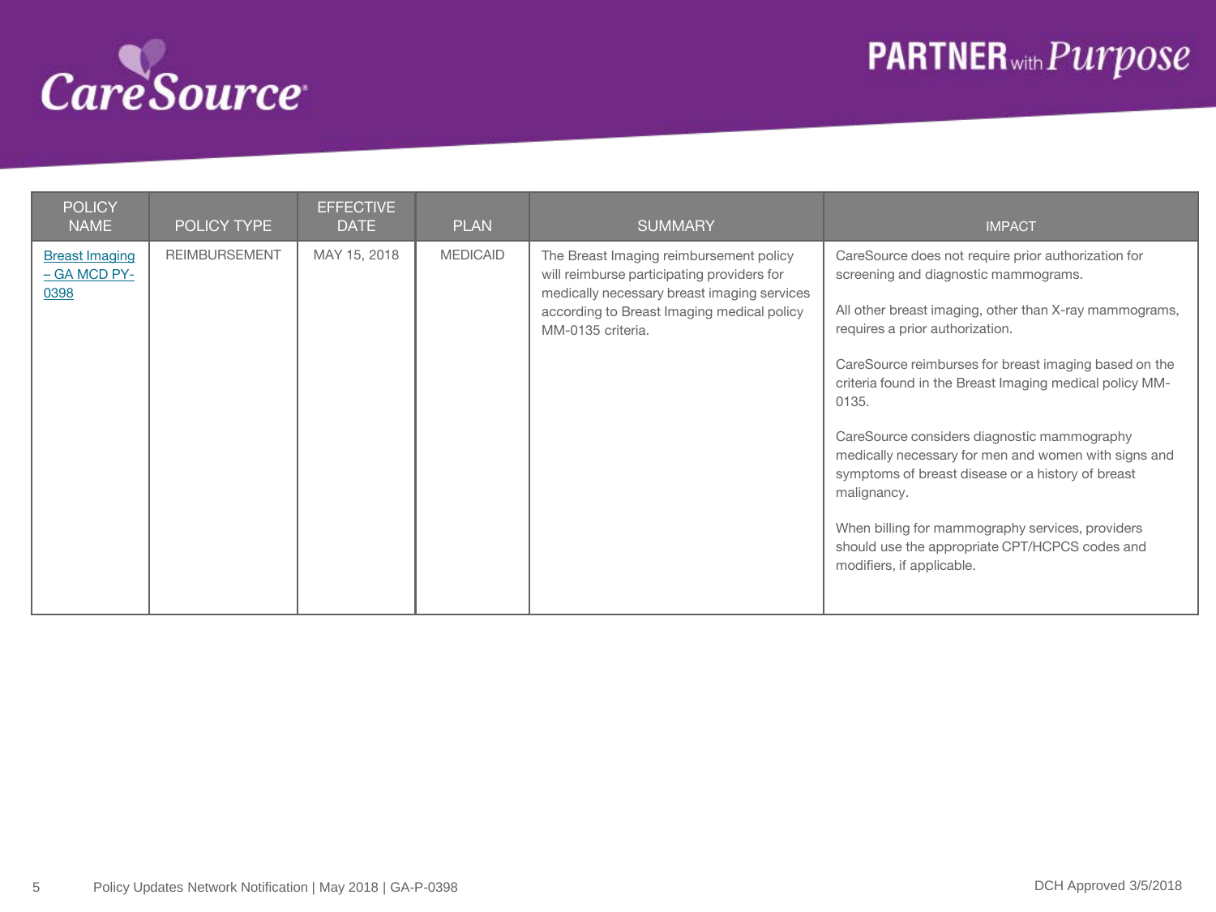| POLICY NAME | POLICY TYPE | EFFECTIVE DATE | PLAN | SUMMARY | IMPACT |
|---|---|---|---|---|---|
| Breast Imaging – GA MCD PY-0398 | REIMBURSEMENT | MAY 15, 2018 | MEDICAID | The Breast Imaging reimbursement policy will reimburse participating providers for medically necessary breast imaging services according to Breast Imaging medical policy MM-0135 criteria. | CareSource does not require prior authorization for screening and diagnostic mammograms.<br><br>All other breast imaging, other than X-ray mammograms, requires a prior authorization.<br><br>CareSource reimburses for breast imaging based on the criteria found in the Breast Imaging medical policy MM-0135.<br><br>CareSource considers diagnostic mammography medically necessary for men and women with signs and symptoms of breast disease or a history of breast malignancy.<br><br>When billing for mammography services, providers should use the appropriate CPT/HCPCS codes and modifiers, if applicable. |

Policy Updates Network Notification | May 2018 | GA-P-0398

DCH Approved 3/5/2018